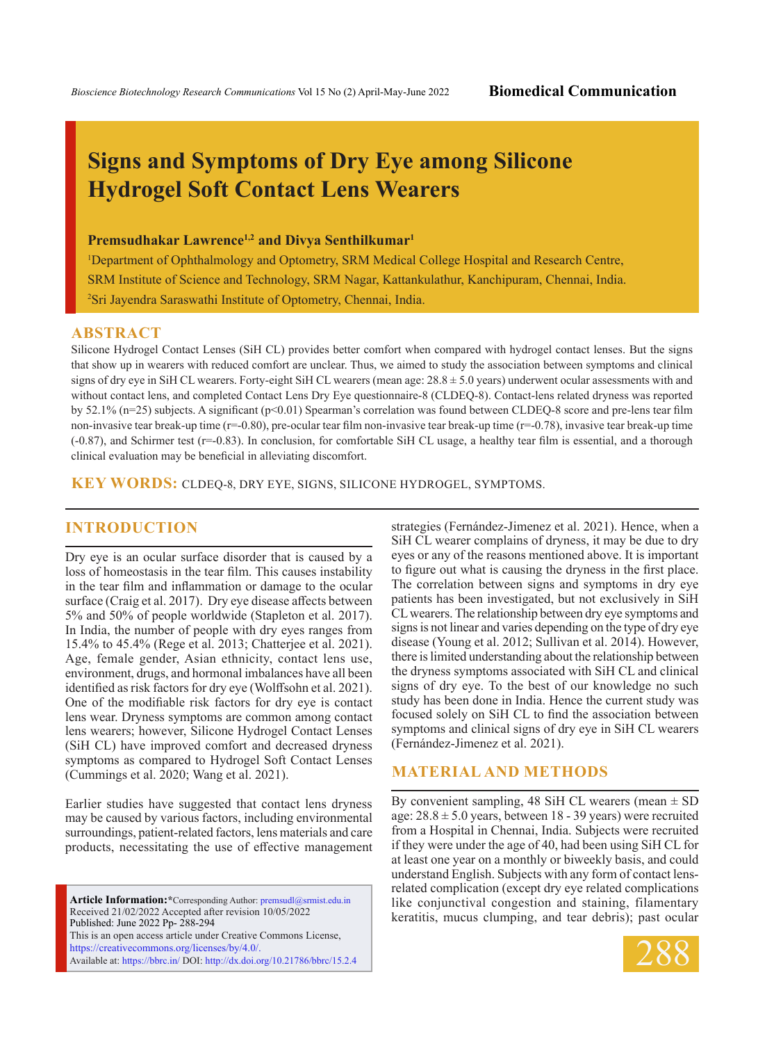Biomedical Communication

# Signs and Symptoms of Dry Eye among Silicone Hydrogel Soft Contact Lens Wearers

**Premsudhakar Lawrence[1,2] and Divya Senthilkumar[1]**

[1]Department of Ophthalmology and Optometry, SRM Medical College Hospital and Research Centre, SRM Institute of Science and Technology, SRM Nagar, Kattankulathur, Kanchipuram, Chennai, India.

[2]Sri Jayendra Saraswathi Institute of Optometry, Chennai, India.

## ABSTRACT

Silicone Hydrogel Contact Lenses (SiH CL) provides better comfort when compared with hydrogel contact lenses. But the signs that show up in wearers with reduced comfort are unclear. Thus, we aimed to study the association between symptoms and clinical signs of dry eye in SiH CL wearers. Forty-eight SiH CL wearers (mean age: 28.8 ± 5.0 years) underwent ocular assessments with and without contact lens, and completed Contact Lens Dry Eye questionnaire-8 (CLDEQ-8). Contact-lens related dryness was reported by 52.1% (n=25) subjects. A significant ($p<0.01$) Spearman's correlation was found between CLDEQ-8 score and pre-lens tear film non-invasive tear break-up time ($r=-0.80$), pre-ocular tear film non-invasive tear break-up time ($r=-0.78$), invasive tear break-up time (-0.87), and Schirmer test ($r=-0.83$). In conclusion, for comfortable SiH CL usage, a healthy tear film is essential, and a thorough clinical evaluation may be beneficial in alleviating discomfort.

**KEY WORDS:** CLDEQ-8, DRY EYE, SIGNS, SILICONE HYDROGEL, SYMPTOMS.

## INTRODUCTION

Dry eye is an ocular surface disorder that is caused by a loss of homeostasis in the tear film. This causes instability in the tear film and inflammation or damage to the ocular surface (Craig et al. 2017). Dry eye disease affects between 5% and 50% of people worldwide (Stapleton et al. 2017). In India, the number of people with dry eyes ranges from 15.4% to 45.4% (Rege et al. 2013; Chatterjee et al. 2021). Age, female gender, Asian ethnicity, contact lens use, environment, drugs, and hormonal imbalances have all been identified as risk factors for dry eye (Wolffsohn et al. 2021). One of the modifiable risk factors for dry eye is contact lens wear. Dryness symptoms are common among contact lens wearers; however, Silicone Hydrogel Contact Lenses (SiH CL) have improved comfort and decreased dryness symptoms as compared to Hydrogel Soft Contact Lenses (Cummings et al. 2020; Wang et al. 2021).

Earlier studies have suggested that contact lens dryness may be caused by various factors, including environmental surroundings, patient-related factors, lens materials and care products, necessitating the use of effective management strategies (Fernández-Jimenez et al. 2021). Hence, when a SiH CL wearer complains of dryness, it may be due to dry eyes or any of the reasons mentioned above. It is important to figure out what is causing the dryness in the first place. The correlation between signs and symptoms in dry eye patients has been investigated, but not exclusively in SiH CL wearers. The relationship between dry eye symptoms and signs is not linear and varies depending on the type of dry eye disease (Young et al. 2012; Sullivan et al. 2014). However, there is limited understanding about the relationship between the dryness symptoms associated with SiH CL and clinical signs of dry eye. To the best of our knowledge no such study has been done in India. Hence the current study was focused solely on SiH CL to find the association between symptoms and clinical signs of dry eye in SiH CL wearers (Fernández-Jimenez et al. 2021).

## MATERIAL AND METHODS

By convenient sampling, 48 SiH CL wearers (mean ± SD age: 28.8 ± 5.0 years, between 18 - 39 years) were recruited from a Hospital in Chennai, India. Subjects were recruited if they were under the age of 40, had been using SiH CL for at least one year on a monthly or biweekly basis, and could understand English. Subjects with any form of contact lens-related complication (except dry eye related complications like conjunctival congestion and staining, filamentary keratitis, mucus clumping, and tear debris); past ocular

**Article Information:***Corresponding Author: premsudl@srmist.edu.in
Received 21/02/2022 Accepted after revision 10/05/2022
Published: June 2022 Pp- 288-294
This is an open access article under Creative Commons License, https://creativecommons.org/licenses/by/4.0/.
Available at: https://bbrc.in/ DOI: http://dx.doi.org/10.21786/bbrc/15.2.4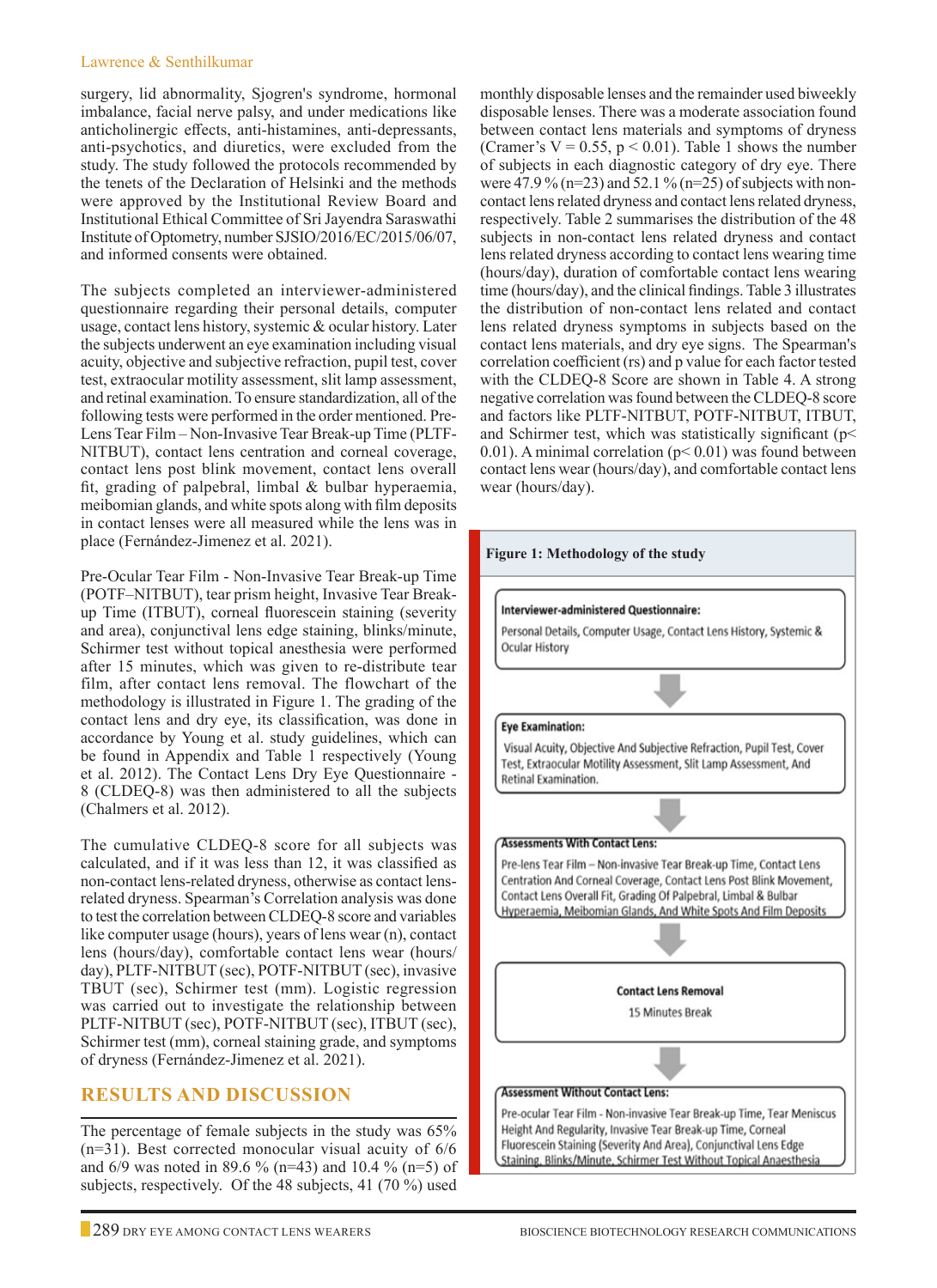surgery, lid abnormality, Sjogren's syndrome, hormonal imbalance, facial nerve palsy, and under medications like anticholinergic effects, anti-histamines, anti-depressants, anti-psychotics, and diuretics, were excluded from the study. The study followed the protocols recommended by the tenets of the Declaration of Helsinki and the methods were approved by the Institutional Review Board and Institutional Ethical Committee of Sri Jayendra Saraswathi Institute of Optometry, number SJSIO/2016/EC/2015/06/07, and informed consents were obtained.

The subjects completed an interviewer-administered questionnaire regarding their personal details, computer usage, contact lens history, systemic & ocular history. Later the subjects underwent an eye examination including visual acuity, objective and subjective refraction, pupil test, cover test, extraocular motility assessment, slit lamp assessment, and retinal examination. To ensure standardization, all of the following tests were performed in the order mentioned. Pre-Lens Tear Film – Non-Invasive Tear Break-up Time (PLTF-NITBUT), contact lens centration and corneal coverage, contact lens post blink movement, contact lens overall fit, grading of palpebral, limbal & bulbar hyperaemia, meibomian glands, and white spots along with film deposits in contact lenses were all measured while the lens was in place (Fernández-Jimenez et al. 2021).

Pre-Ocular Tear Film - Non-Invasive Tear Break-up Time (POTF–NITBUT), tear prism height, Invasive Tear Break-up Time (ITBUT), corneal fluorescein staining (severity and area), conjunctival lens edge staining, blinks/minute, Schirmer test without topical anesthesia were performed after 15 minutes, which was given to re-distribute tear film, after contact lens removal. The flowchart of the methodology is illustrated in Figure 1. The grading of the contact lens and dry eye, its classification, was done in accordance by Young et al. study guidelines, which can be found in Appendix and Table 1 respectively (Young et al. 2012). The Contact Lens Dry Eye Questionnaire - 8 (CLDEQ-8) was then administered to all the subjects (Chalmers et al. 2012).

The cumulative CLDEQ-8 score for all subjects was calculated, and if it was less than 12, it was classified as non-contact lens-related dryness, otherwise as contact lens-related dryness. Spearman's Correlation analysis was done to test the correlation between CLDEQ-8 score and variables like computer usage (hours), years of lens wear (n), contact lens (hours/day), comfortable contact lens wear (hours/day), PLTF-NITBUT (sec), POTF-NITBUT (sec), invasive TBUT (sec), Schirmer test (mm). Logistic regression was carried out to investigate the relationship between PLTF-NITBUT (sec), POTF-NITBUT (sec), ITBUT (sec), Schirmer test (mm), corneal staining grade, and symptoms of dryness (Fernández-Jimenez et al. 2021).

## RESULTS AND DISCUSSION

The percentage of female subjects in the study was 65% (n=31). Best corrected monocular visual acuity of 6/6 and 6/9 was noted in 89.6 % (n=43) and 10.4 % (n=5) of subjects, respectively. Of the 48 subjects, 41 (70 %) used monthly disposable lenses and the remainder used biweekly disposable lenses. There was a moderate association found between contact lens materials and symptoms of dryness (Cramer's V = 0.55, $p < 0.01$). Table 1 shows the number of subjects in each diagnostic category of dry eye. There were 47.9 % (n=23) and 52.1 % (n=25) of subjects with non-contact lens related dryness and contact lens related dryness, respectively. Table 2 summarises the distribution of the 48 subjects in non-contact lens related dryness and contact lens related dryness according to contact lens wearing time (hours/day), duration of comfortable contact lens wearing time (hours/day), and the clinical findings. Table 3 illustrates the distribution of non-contact lens related and contact lens related dryness symptoms in subjects based on the contact lens materials, and dry eye signs. The Spearman's correlation coefficient (rs) and p value for each factor tested with the CLDEQ-8 Score are shown in Table 4. A strong negative correlation was found between the CLDEQ-8 score and factors like PLTF-NITBUT, POTF-NITBUT, ITBUT, and Schirmer test, which was statistically significant ($p < 0.01$). A minimal correlation ($p < 0.01$) was found between contact lens wear (hours/day), and comfortable contact lens wear (hours/day).

**Figure 1: Methodology of the study**

**Interviewer-administered Questionnaire:**
Personal Details, Computer Usage, Contact Lens History, Systemic & Ocular History

↓

**Eye Examination:**
Visual Acuity, Objective And Subjective Refraction, Pupil Test, Cover Test, Extraocular Motility Assessment, Slit Lamp Assessment, And Retinal Examination.

↓

**Assessments With Contact Lens:**
Pre-lens Tear Film – Non-invasive Tear Break-up Time, Contact Lens Centration And Corneal Coverage, Contact Lens Post Blink Movement, Contact Lens Overall Fit, Grading Of Palpebral, Limbal & Bulbar Hyperaemia, Meibomian Glands, And White Spots And Film Deposits

↓

**Contact Lens Removal**
15 Minutes Break

↓

**Assessment Without Contact Lens:**
Pre-ocular Tear Film - Non-invasive Tear Break-up Time, Tear Meniscus Height And Regularity, Invasive Tear Break-up Time, Corneal Fluorescein Staining (Severity And Area), Conjunctival Lens Edge Staining, Blinks/Minute, Schirmer Test Without Topical Anaesthesia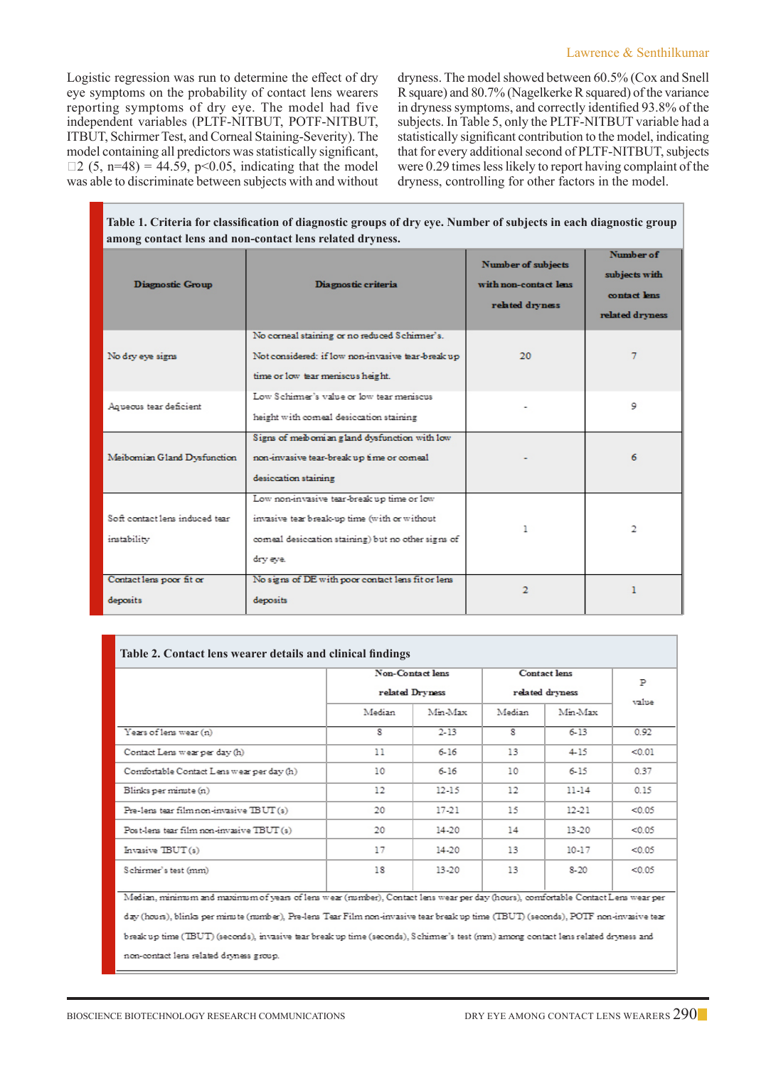Logistic regression was run to determine the effect of dry eye symptoms on the probability of contact lens wearers reporting symptoms of dry eye. The model had five independent variables (PLTF-NITBUT, POTF-NITBUT, ITBUT, Schirmer Test, and Corneal Staining-Severity). The model containing all predictors was statistically significant, $\chi^2$ (5, n=48) = 44.59, p<0.05, indicating that the model was able to discriminate between subjects with and without dryness. The model showed between 60.5% (Cox and Snell R square) and 80.7% (Nagelkerke R squared) of the variance in dryness symptoms, and correctly identified 93.8% of the subjects. In Table 5, only the PLTF-NITBUT variable had a statistically significant contribution to the model, indicating that for every additional second of PLTF-NITBUT, subjects were 0.29 times less likely to report having complaint of the dryness, controlling for other factors in the model.

**Table 1. Criteria for classification of diagnostic groups of dry eye. Number of subjects in each diagnostic group among contact lens and non-contact lens related dryness.**

| Diagnostic Group | Diagnostic criteria | Number of subjects with non-contact lens related dryness | Number of subjects with contact lens related dryness |
|---|---|---|---|
| No dry eye signs | No corneal staining or no reduced Schirmer's. Not considered: if low non-invasive tear-break up time or low tear meniscus height. | 20 | 7 |
| Aqueous tear deficient | Low Schirmer's value or low tear meniscus height with corneal desiccation staining | - | 9 |
| Meibomian Gland Dysfunction | Signs of meibomian gland dysfunction with low non-invasive tear-break up time or corneal desiccation staining | - | 6 |
| Soft contact lens induced tear instability | Low non-invasive tear-break up time or low invasive tear break-up time (with or without corneal desiccation staining) but no other signs of dry eye. | 1 | 2 |
| Contact lens poor fit or deposits | No signs of DE with poor contact lens fit or lens deposits | 2 | 1 |

**Table 2. Contact lens wearer details and clinical findings**

| | Non-Contact lens related Dryness | | Contact lens related dryness | | P value |
|---|---|---|---|---|---|
| | Median | Min-Max | Median | Min-Max | |
| Years of lens wear (n) | 8 | 2-13 | 8 | 6-13 | 0.92 |
| Contact Lens wear per day (h) | 11 | 6-16 | 13 | 4-15 | <0.01 |
| Comfortable Contact Lens wear per day (h) | 10 | 6-16 | 10 | 6-15 | 0.37 |
| Blinks per minute (n) | 12 | 12-15 | 12 | 11-14 | 0.15 |
| Pre-lens tear film non-invasive TBUT (s) | 20 | 17-21 | 15 | 12-21 | <0.05 |
| Post-lens tear film non-invasive TBUT (s) | 20 | 14-20 | 14 | 13-20 | <0.05 |
| Invasive TBUT (s) | 17 | 14-20 | 13 | 10-17 | <0.05 |
| Schirmer's test (mm) | 18 | 13-20 | 13 | 8-20 | <0.05 |

Median, minimum and maximum of years of lens wear (number), Contact lens wear per day (hours), comfortable Contact Lens wear per day (hours), blinks per minute (number), Pre-lens Tear Film non-invasive tear break up time (TBUT) (seconds), POTF non-invasive tear break up time (TBUT) (seconds), invasive tear break up time (seconds), Schirmer's test (mm) among contact lens related dryness and non-contact lens related dryness group.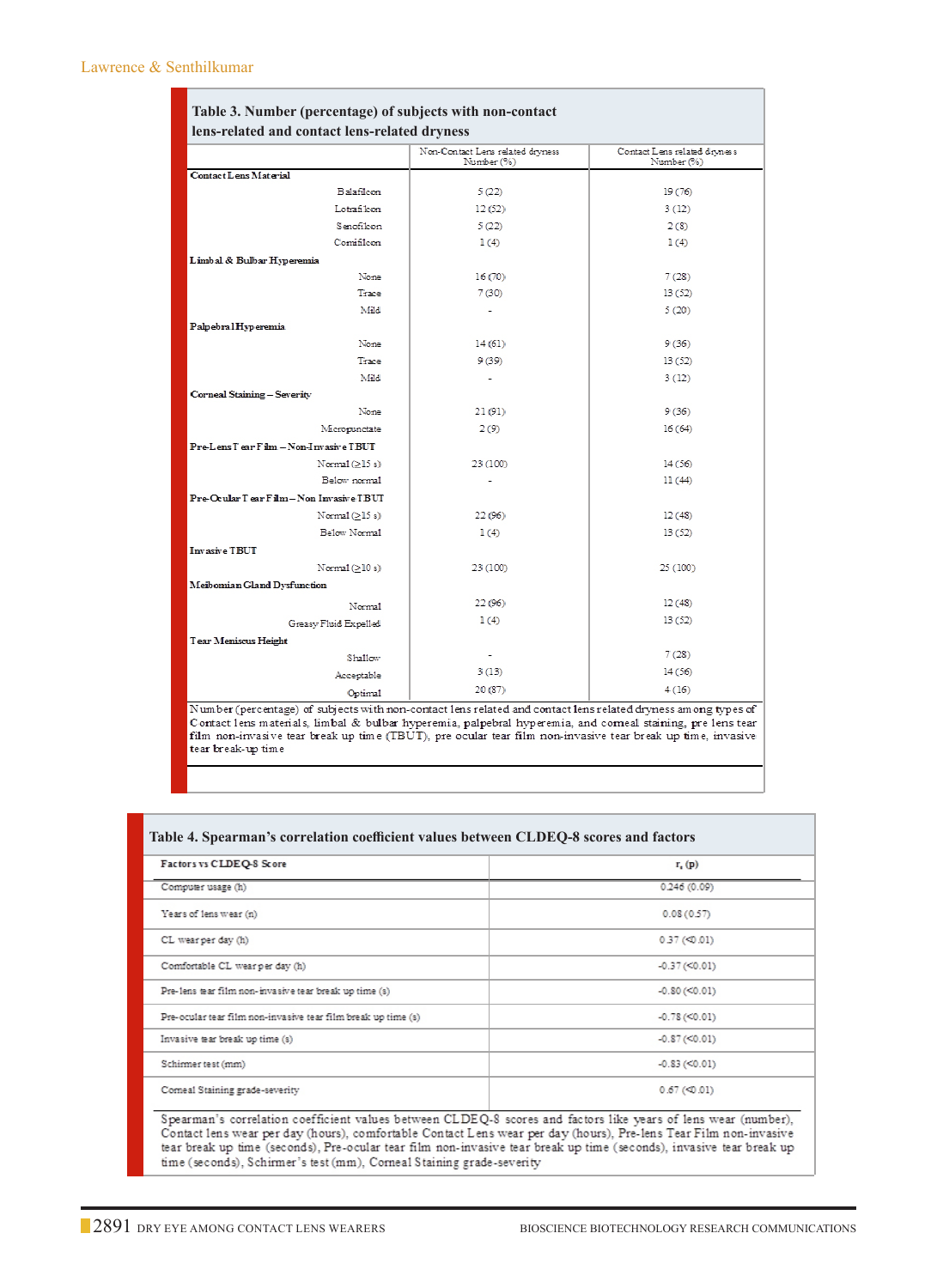**Table 3. Number (percentage) of subjects with non-contact lens-related and contact lens-related dryness**

| | Non-Contact Lens related dryness Number (%) | Contact Lens related dryness Number (%) |
|---|---|---|
| **Contact Lens Material** | | |
| Balafilcon | 5 (22) | 19 (76) |
| Lotrafilcon | 12 (52) | 3 (12) |
| Senofilcon | 5 (22) | 2 (8) |
| Comfilcon | 1 (4) | 1 (4) |
| **Limbal & Bulbar Hyperemia** | | |
| None | 16 (70) | 7 (28) |
| Trace | 7 (30) | 13 (52) |
| Mild | - | 5 (20) |
| **Palpebral Hyperemia** | | |
| None | 14 (61) | 9 (36) |
| Trace | 9 (39) | 13 (52) |
| Mild | - | 3 (12) |
| **Corneal Staining – Severity** | | |
| None | 21 (91) | 9 (36) |
| Micropunctate | 2 (9) | 16 (64) |
| **Pre-Lens Tear Film – Non-Invasive TBUT** | | |
| Normal (≥15 s) | 23 (100) | 14 (56) |
| Below normal | - | 11 (44) |
| **Pre-Ocular Tear Film – Non Invasive TBUT** | | |
| Normal (≥15 s) | 22 (96) | 12 (48) |
| Below Normal | 1 (4) | 13 (52) |
| **Invasive TBUT** | | |
| Normal (≥10 s) | 23 (100) | 25 (100) |
| **Meibomian Gland Dysfunction** | | |
| Normal | 22 (96) | 12 (48) |
| Greasy Fluid Expelled | 1 (4) | 13 (52) |
| **Tear Meniscus Height** | | |
| Shallow | - | 7 (28) |
| Acceptable | 3 (13) | 14 (56) |
| Optimal | 20 (87) | 4 (16) |

Number (percentage) of subjects with non-contact lens related and contact lens related dryness among types of Contact lens materials, limbal & bulbar hyperemia, palpebral hyperemia, and corneal staining, pre lens tear film non-invasive tear break up time (TBUT), pre ocular tear film non-invasive tear break up time, invasive tear break-up time

**Table 4. Spearman's correlation coefficient values between CLDEQ-8 scores and factors**

| Factors vs CLDEQ-8 Score | r, (p) |
|---|---|
| Computer usage (h) | 0.246 (0.09) |
| Years of lens wear (n) | 0.08 (0.57) |
| CL wear per day (h) | 0.37 (<0.01) |
| Comfortable CL wear per day (h) | -0.37 (<0.01) |
| Pre-lens tear film non-invasive tear break up time (s) | -0.80 (<0.01) |
| Pre-ocular tear film non-invasive tear film break up time (s) | -0.78 (<0.01) |
| Invasive tear break up time (s) | -0.87 (<0.01) |
| Schirmer test (mm) | -0.83 (<0.01) |
| Corneal Staining grade-severity | 0.67 (<0.01) |

Spearman's correlation coefficient values between CLDEQ-8 scores and factors like years of lens wear (number), Contact lens wear per day (hours), comfortable Contact Lens wear per day (hours), Pre-lens Tear Film non-invasive tear break up time (seconds), Pre-ocular tear film non-invasive tear break up time (seconds), invasive tear break up time (seconds), Schirmer's test (mm), Corneal Staining grade-severity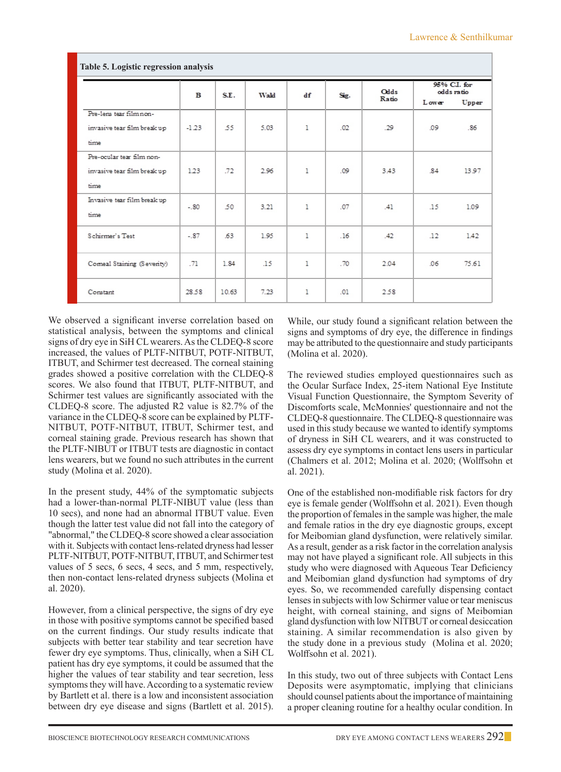**Table 5. Logistic regression analysis**

| | B | S.E. | Wald | df | Sig. | Odds Ratio | 95% C.I. for odds ratio | |
|---|---|---|---|---|---|---|---|---|
| | | | | | | | Lower | Upper |
| Pre-lens tear film non-invasive tear film break up time | -1.23 | .55 | 5.03 | 1 | .02 | .29 | .09 | .86 |
| Pre-ocular tear film non-invasive tear film break up time | 1.23 | .72 | 2.96 | 1 | .09 | 3.43 | .84 | 13.97 |
| Invasive tear film break up time | -.80 | .50 | 3.21 | 1 | .07 | .41 | .15 | 1.09 |
| Schirmer's Test | -.87 | .63 | 1.95 | 1 | .16 | .42 | .12 | 1.42 |
| Corneal Staining (Severity) | .71 | 1.84 | .15 | 1 | .70 | 2.04 | .06 | 75.61 |
| Constant | 28.58 | 10.63 | 7.23 | 1 | .01 | 2.58 | | |

We observed a significant inverse correlation based on statistical analysis, between the symptoms and clinical signs of dry eye in SiH CL wearers. As the CLDEQ-8 score increased, the values of PLTF-NITBUT, POTF-NITBUT, ITBUT, and Schirmer test decreased. The corneal staining grades showed a positive correlation with the CLDEQ-8 scores. We also found that ITBUT, PLTF-NITBUT, and Schirmer test values are significantly associated with the CLDEQ-8 score. The adjusted R2 value is 82.7% of the variance in the CLDEQ-8 score can be explained by PLTF-NITBUT, POTF-NITBUT, ITBUT, Schirmer test, and corneal staining grade. Previous research has shown that the PLTF-NIBUT or ITBUT tests are diagnostic in contact lens wearers, but we found no such attributes in the current study (Molina et al. 2020).

In the present study, 44% of the symptomatic subjects had a lower-than-normal PLTF-NIBUT value (less than 10 secs), and none had an abnormal ITBUT value. Even though the latter test value did not fall into the category of "abnormal," the CLDEQ-8 score showed a clear association with it. Subjects with contact lens-related dryness had lesser PLTF-NITBUT, POTF-NITBUT, ITBUT, and Schirmer test values of 5 secs, 6 secs, 4 secs, and 5 mm, respectively, then non-contact lens-related dryness subjects (Molina et al. 2020).

However, from a clinical perspective, the signs of dry eye in those with positive symptoms cannot be specified based on the current findings. Our study results indicate that subjects with better tear stability and tear secretion have fewer dry eye symptoms. Thus, clinically, when a SiH CL patient has dry eye symptoms, it could be assumed that the higher the values of tear stability and tear secretion, less symptoms they will have. According to a systematic review by Bartlett et al. there is a low and inconsistent association between dry eye disease and signs (Bartlett et al. 2015). While, our study found a significant relation between the signs and symptoms of dry eye, the difference in findings may be attributed to the questionnaire and study participants (Molina et al. 2020).

The reviewed studies employed questionnaires such as the Ocular Surface Index, 25-item National Eye Institute Visual Function Questionnaire, the Symptom Severity of Discomforts scale, McMonnies' questionnaire and not the CLDEQ-8 questionnaire. The CLDEQ-8 questionnaire was used in this study because we wanted to identify symptoms of dryness in SiH CL wearers, and it was constructed to assess dry eye symptoms in contact lens users in particular (Chalmers et al. 2012; Molina et al. 2020; (Wolffsohn et al. 2021).

One of the established non-modifiable risk factors for dry eye is female gender (Wolffsohn et al. 2021). Even though the proportion of females in the sample was higher, the male and female ratios in the dry eye diagnostic groups, except for Meibomian gland dysfunction, were relatively similar. As a result, gender as a risk factor in the correlation analysis may not have played a significant role. All subjects in this study who were diagnosed with Aqueous Tear Deficiency and Meibomian gland dysfunction had symptoms of dry eyes. So, we recommended carefully dispensing contact lenses in subjects with low Schirmer value or tear meniscus height, with corneal staining, and signs of Meibomian gland dysfunction with low NITBUT or corneal desiccation staining. A similar recommendation is also given by the study done in a previous study (Molina et al. 2020; Wolffsohn et al. 2021).

In this study, two out of three subjects with Contact Lens Deposits were asymptomatic, implying that clinicians should counsel patients about the importance of maintaining a proper cleaning routine for a healthy ocular condition. In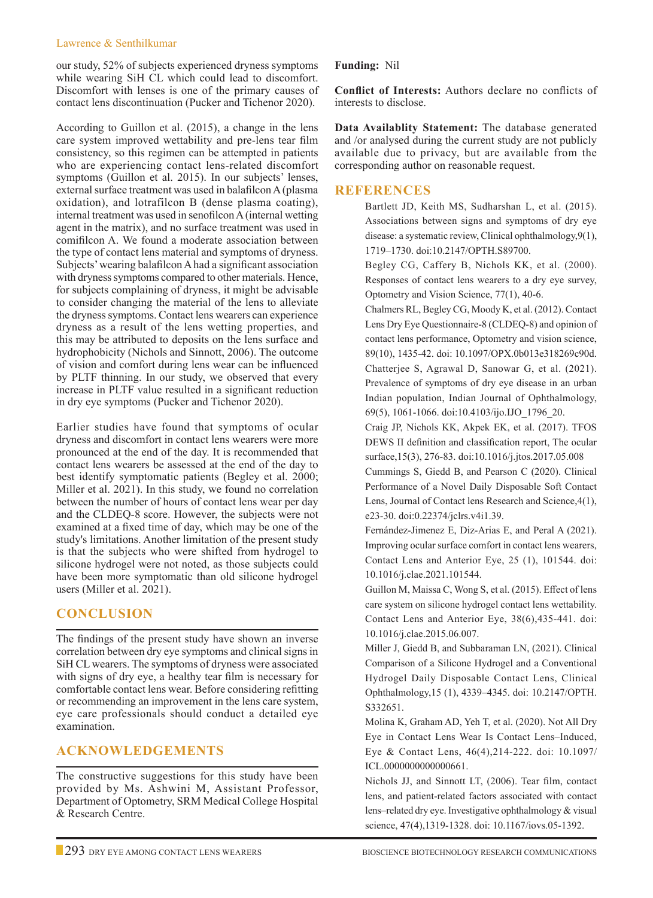our study, 52% of subjects experienced dryness symptoms while wearing SiH CL which could lead to discomfort. Discomfort with lenses is one of the primary causes of contact lens discontinuation (Pucker and Tichenor 2020).

According to Guillon et al. (2015), a change in the lens care system improved wettability and pre-lens tear film consistency, so this regimen can be attempted in patients who are experiencing contact lens-related discomfort symptoms (Guillon et al. 2015). In our subjects' lenses, external surface treatment was used in balafilcon A (plasma oxidation), and lotrafilcon B (dense plasma coating), internal treatment was used in senofilcon A (internal wetting agent in the matrix), and no surface treatment was used in comifilcon A. We found a moderate association between the type of contact lens material and symptoms of dryness. Subjects' wearing balafilcon A had a significant association with dryness symptoms compared to other materials. Hence, for subjects complaining of dryness, it might be advisable to consider changing the material of the lens to alleviate the dryness symptoms. Contact lens wearers can experience dryness as a result of the lens wetting properties, and this may be attributed to deposits on the lens surface and hydrophobicity (Nichols and Sinnott, 2006). The outcome of vision and comfort during lens wear can be influenced by PLTF thinning. In our study, we observed that every increase in PLTF value resulted in a significant reduction in dry eye symptoms (Pucker and Tichenor 2020).

Earlier studies have found that symptoms of ocular dryness and discomfort in contact lens wearers were more pronounced at the end of the day. It is recommended that contact lens wearers be assessed at the end of the day to best identify symptomatic patients (Begley et al. 2000; Miller et al. 2021). In this study, we found no correlation between the number of hours of contact lens wear per day and the CLDEQ-8 score. However, the subjects were not examined at a fixed time of day, which may be one of the study's limitations. Another limitation of the present study is that the subjects who were shifted from hydrogel to silicone hydrogel were not noted, as those subjects could have been more symptomatic than old silicone hydrogel users (Miller et al. 2021).

## CONCLUSION

The findings of the present study have shown an inverse correlation between dry eye symptoms and clinical signs in SiH CL wearers. The symptoms of dryness were associated with signs of dry eye, a healthy tear film is necessary for comfortable contact lens wear. Before considering refitting or recommending an improvement in the lens care system, eye care professionals should conduct a detailed eye examination.

## ACKNOWLEDGEMENTS

The constructive suggestions for this study have been provided by Ms. Ashwini M, Assistant Professor, Department of Optometry, SRM Medical College Hospital & Research Centre.

**Funding:** Nil

**Conflict of Interests:** Authors declare no conflicts of interests to disclose.

**Data Availablity Statement:** The database generated and /or analysed during the current study are not publicly available due to privacy, but are available from the corresponding author on reasonable request.

## REFERENCES

Bartlett JD, Keith MS, Sudharshan L, et al. (2015). Associations between signs and symptoms of dry eye disease: a systematic review, Clinical ophthalmology,9(1), 1719–1730. doi:10.2147/OPTH.S89700.

Begley CG, Caffery B, Nichols KK, et al. (2000). Responses of contact lens wearers to a dry eye survey, Optometry and Vision Science, 77(1), 40-6.

Chalmers RL, Begley CG, Moody K, et al. (2012). Contact Lens Dry Eye Questionnaire-8 (CLDEQ-8) and opinion of contact lens performance, Optometry and vision science, 89(10), 1435-42. doi: 10.1097/OPX.0b013e318269c90d.

Chatterjee S, Agrawal D, Sanowar G, et al. (2021). Prevalence of symptoms of dry eye disease in an urban Indian population, Indian Journal of Ophthalmology, 69(5), 1061-1066. doi:10.4103/ijo.IJO_1796_20.

Craig JP, Nichols KK, Akpek EK, et al. (2017). TFOS DEWS II definition and classification report, The ocular surface,15(3), 276-83. doi:10.1016/j.jtos.2017.05.008

Cummings S, Giedd B, and Pearson C (2020). Clinical Performance of a Novel Daily Disposable Soft Contact Lens, Journal of Contact lens Research and Science,4(1), e23-30. doi:0.22374/jclrs.v4i1.39.

Fernández-Jimenez E, Diz-Arias E, and Peral A (2021). Improving ocular surface comfort in contact lens wearers, Contact Lens and Anterior Eye, 25 (1), 101544. doi: 10.1016/j.clae.2021.101544.

Guillon M, Maissa C, Wong S, et al. (2015). Effect of lens care system on silicone hydrogel contact lens wettability. Contact Lens and Anterior Eye, 38(6),435-441. doi: 10.1016/j.clae.2015.06.007.

Miller J, Giedd B, and Subbaraman LN, (2021). Clinical Comparison of a Silicone Hydrogel and a Conventional Hydrogel Daily Disposable Contact Lens, Clinical Ophthalmology,15 (1), 4339–4345. doi: 10.2147/OPTH.S332651.

Molina K, Graham AD, Yeh T, et al. (2020). Not All Dry Eye in Contact Lens Wear Is Contact Lens–Induced, Eye & Contact Lens, 46(4),214-222. doi: 10.1097/ICL.0000000000000661.

Nichols JJ, and Sinnott LT, (2006). Tear film, contact lens, and patient-related factors associated with contact lens–related dry eye. Investigative ophthalmology & visual science, 47(4),1319-1328. doi: 10.1167/iovs.05-1392.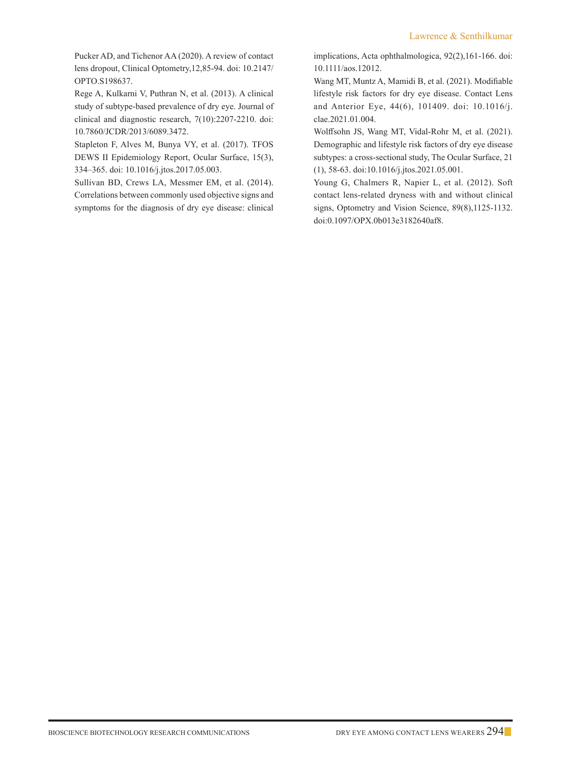Pucker AD, and Tichenor AA (2020). A review of contact lens dropout, Clinical Optometry,12,85-94. doi: 10.2147/OPTO.S198637.

Rege A, Kulkarni V, Puthran N, et al. (2013). A clinical study of subtype-based prevalence of dry eye. Journal of clinical and diagnostic research, 7(10):2207-2210. doi: 10.7860/JCDR/2013/6089.3472.

Stapleton F, Alves M, Bunya VY, et al. (2017). TFOS DEWS II Epidemiology Report, Ocular Surface, 15(3), 334–365. doi: 10.1016/j.jtos.2017.05.003.

Sullivan BD, Crews LA, Messmer EM, et al. (2014). Correlations between commonly used objective signs and symptoms for the diagnosis of dry eye disease: clinical implications, Acta ophthalmologica, 92(2),161-166. doi: 10.1111/aos.12012.

Wang MT, Muntz A, Mamidi B, et al. (2021). Modifiable lifestyle risk factors for dry eye disease. Contact Lens and Anterior Eye, 44(6), 101409. doi: 10.1016/j.clae.2021.01.004.

Wolffsohn JS, Wang MT, Vidal-Rohr M, et al. (2021). Demographic and lifestyle risk factors of dry eye disease subtypes: a cross-sectional study, The Ocular Surface, 21 (1), 58-63. doi:10.1016/j.jtos.2021.05.001.

Young G, Chalmers R, Napier L, et al. (2012). Soft contact lens-related dryness with and without clinical signs, Optometry and Vision Science, 89(8),1125-1132. doi:0.1097/OPX.0b013e3182640af8.